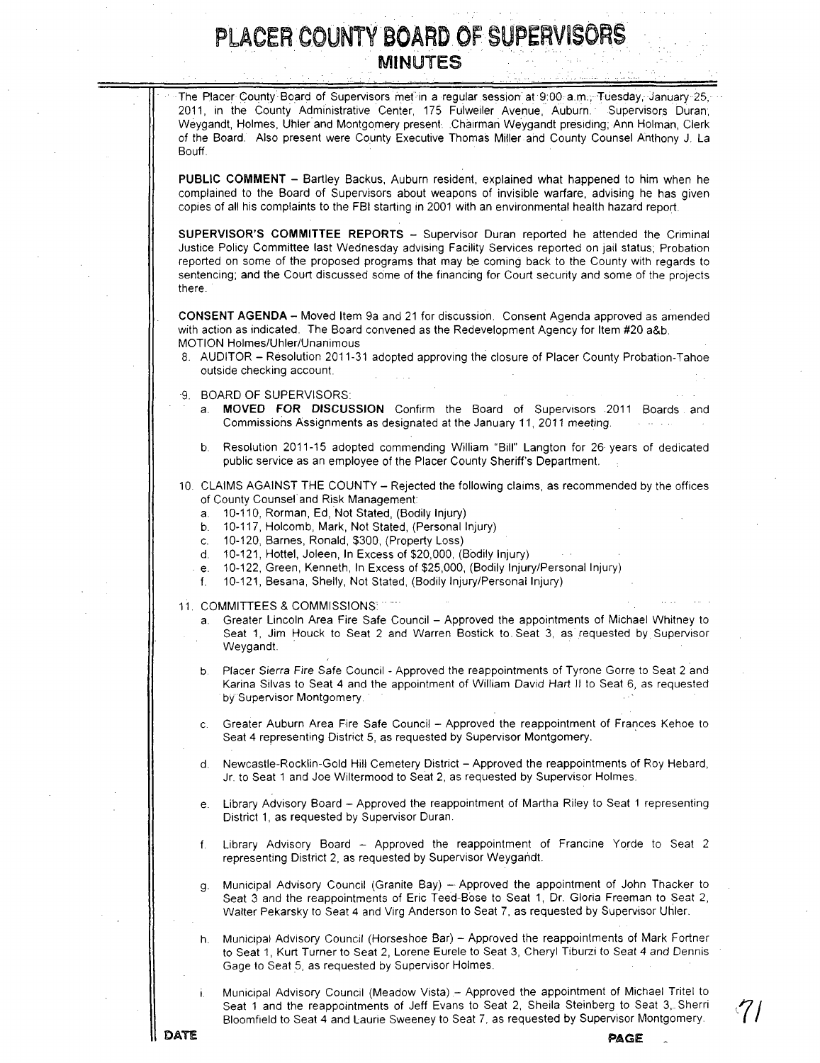# PLACER COUNTY BOARD OF SUPERVISORS

## MINUTES

The Placer County Board of Supervisors met in a regular session at 9:00 a.m., Tuesday, January 25, 2011, in the County Administrative Center, 175 Fulweiler Avenue, Auburn. Supervisors Duran, Weygandt, Holmes, Uhler and Montgomery present. Chairman Weygandt presiding; Ann Holman, Clerk of the Board. Also present were County Executive Thomas Miller and County Counsel Anthony J. La Bouff.

**PUBLIC COMMENT** – Bartley Backus, Auburn resident, explained what happened to him when he complained to the Board of Supervisors about weapons of invisible warfare, advising he has given copies of all his complaints to the FBI starting in 2001 with an environmental health hazard report.

**SUPERVISOR'S COMMITTEE REPORTS** – Supervisor Duran reported he attended the Criminal Justice Policy Committee last Wednesday advising Facility Services reported on jail status; Probation reported on some of the proposed programs that may be coming back to the County with regards to sentencing; and the Court discussed some of the financing for Court security and some of the projects there.

**CONSENT AGENDA** – Moved Item 9a and 21 for discussion. Consent Agenda approved as amended with action as indicated. The Board convened as the Redevelopment Agency for Item #20 a&b. MOTION Holmes/Uhler/Unanimous

8. AUDITOR – Resolution 2011-31 adopted approving the closure of Placer County Probation-Tahoe outside checking account.

9. BOARD OF SUPERVISORS:
   a. **MOVED FOR DISCUSSION** Confirm the Board of Supervisors 2011 Boards and Commissions Assignments as designated at the January 11, 2011 meeting.

   b. Resolution 2011-15 adopted commending William "Bill" Langton for 26 years of dedicated public service as an employee of the Placer County Sheriff's Department.

10. CLAIMS AGAINST THE COUNTY – Rejected the following claims, as recommended by the offices of County Counsel and Risk Management:
    a. 10-110, Rorman, Ed, Not Stated, (Bodily Injury)
    b. 10-117, Holcomb, Mark, Not Stated, (Personal Injury)
    c. 10-120, Barnes, Ronald, $300, (Property Loss)
    d. 10-121, Hottel, Joleen, In Excess of $20,000, (Bodily Injury)
    e. 10-122, Green, Kenneth, In Excess of $25,000, (Bodily Injury/Personal Injury)
    f. 10-121, Besana, Shelly, Not Stated, (Bodily Injury/Personal Injury)

11. COMMITTEES & COMMISSIONS:
    a. Greater Lincoln Area Fire Safe Council – Approved the appointments of Michael Whitney to Seat 1, Jim Houck to Seat 2 and Warren Bostick to Seat 3, as requested by Supervisor Weygandt.

    b. Placer Sierra Fire Safe Council - Approved the reappointments of Tyrone Gorre to Seat 2 and Karina Silvas to Seat 4 and the appointment of William David Hart II to Seat 6, as requested by Supervisor Montgomery.

    c. Greater Auburn Area Fire Safe Council – Approved the reappointment of Frances Kehoe to Seat 4 representing District 5, as requested by Supervisor Montgomery.

    d. Newcastle-Rocklin-Gold Hill Cemetery District – Approved the reappointments of Roy Hebard, Jr. to Seat 1 and Joe Wiltermood to Seat 2, as requested by Supervisor Holmes.

    e. Library Advisory Board – Approved the reappointment of Martha Riley to Seat 1 representing District 1, as requested by Supervisor Duran.

    f. Library Advisory Board – Approved the reappointment of Francine Yorde to Seat 2 representing District 2, as requested by Supervisor Weygandt.

    g. Municipal Advisory Council (Granite Bay) – Approved the appointment of John Thacker to Seat 3 and the reappointments of Eric Teed-Bose to Seat 1, Dr. Gloria Freeman to Seat 2, Walter Pekarsky to Seat 4 and Virg Anderson to Seat 7, as requested by Supervisor Uhler.

    h. Municipal Advisory Council (Horseshoe Bar) – Approved the reappointments of Mark Fortner to Seat 1, Kurt Turner to Seat 2, Lorene Eurele to Seat 3, Cheryl Tiburzi to Seat 4 and Dennis Gage to Seat 5, as requested by Supervisor Holmes.

    i. Municipal Advisory Council (Meadow Vista) – Approved the appointment of Michael Tritel to Seat 1 and the reappointments of Jeff Evans to Seat 2, Sheila Steinberg to Seat 3, Sherri Bloomfield to Seat 4 and Laurie Sweeney to Seat 7, as requested by Supervisor Montgomery.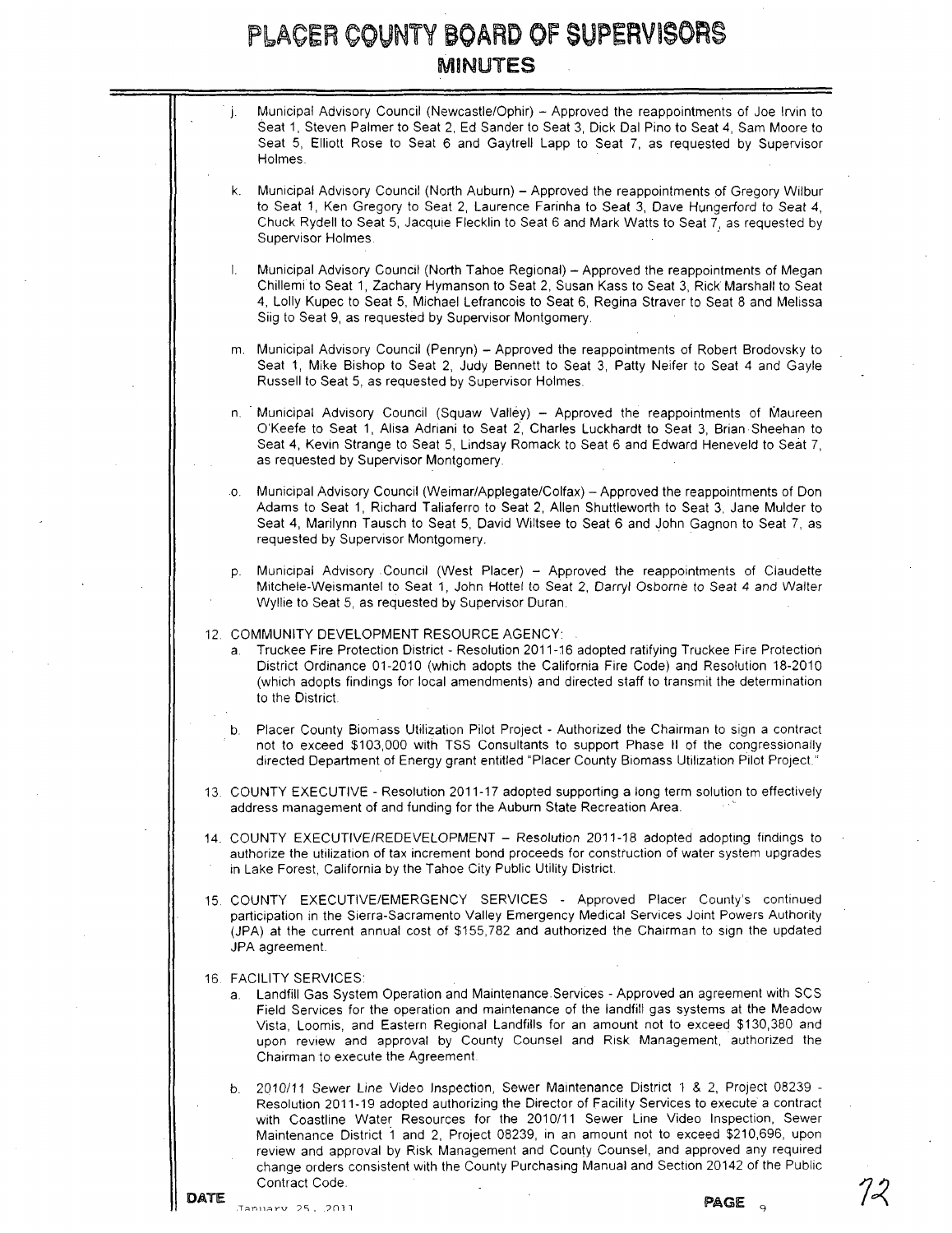j. Municipal Advisory Council (Newcastle/Ophir) – Approved the reappointments of Joe Irvin to Seat 1, Steven Palmer to Seat 2, Ed Sander to Seat 3, Dick Dal Pino to Seat 4, Sam Moore to Seat 5, Elliott Rose to Seat 6 and Gaytrell Lapp to Seat 7, as requested by Supervisor Holmes.

k. Municipal Advisory Council (North Auburn) – Approved the reappointments of Gregory Wilbur to Seat 1, Ken Gregory to Seat 2, Laurence Farinha to Seat 3, Dave Hungerford to Seat 4, Chuck Rydell to Seat 5, Jacquie Flecklin to Seat 6 and Mark Watts to Seat 7, as requested by Supervisor Holmes.

l. Municipal Advisory Council (North Tahoe Regional) – Approved the reappointments of Megan Chillemi to Seat 1, Zachary Hymanson to Seat 2, Susan Kass to Seat 3, Rick Marshall to Seat 4, Lolly Kupec to Seat 5, Michael Lefrancois to Seat 6, Regina Straver to Seat 8 and Melissa Siig to Seat 9, as requested by Supervisor Montgomery.

m. Municipal Advisory Council (Penryn) – Approved the reappointments of Robert Brodovsky to Seat 1, Mike Bishop to Seat 2, Judy Bennett to Seat 3, Patty Neifer to Seat 4 and Gayle Russell to Seat 5, as requested by Supervisor Holmes.

n. Municipal Advisory Council (Squaw Valley) – Approved the reappointments of Maureen O'Keefe to Seat 1, Alisa Adriani to Seat 2, Charles Luckhardt to Seat 3, Brian Sheehan to Seat 4, Kevin Strange to Seat 5, Lindsay Romack to Seat 6 and Edward Heneveld to Seat 7, as requested by Supervisor Montgomery.

o. Municipal Advisory Council (Weimar/Applegate/Colfax) – Approved the reappointments of Don Adams to Seat 1, Richard Taliaferro to Seat 2, Allen Shuttleworth to Seat 3, Jane Mulder to Seat 4, Marilynn Tausch to Seat 5, David Wiltsee to Seat 6 and John Gagnon to Seat 7, as requested by Supervisor Montgomery.

p. Municipal Advisory Council (West Placer) – Approved the reappointments of Claudette Mitchele-Weismantel to Seat 1, John Hottel to Seat 2, Darryl Osborne to Seat 4 and Walter Wyllie to Seat 5, as requested by Supervisor Duran.

12. COMMUNITY DEVELOPMENT RESOURCE AGENCY:
    a. Truckee Fire Protection District - Resolution 2011-16 adopted ratifying Truckee Fire Protection District Ordinance 01-2010 (which adopts the California Fire Code) and Resolution 18-2010 (which adopts findings for local amendments) and directed staff to transmit the determination to the District.

    b. Placer County Biomass Utilization Pilot Project - Authorized the Chairman to sign a contract not to exceed $103,000 with TSS Consultants to support Phase II of the congressionally directed Department of Energy grant entitled "Placer County Biomass Utilization Pilot Project."

13. COUNTY EXECUTIVE - Resolution 2011-17 adopted supporting a long term solution to effectively address management of and funding for the Auburn State Recreation Area.

14. COUNTY EXECUTIVE/REDEVELOPMENT – Resolution 2011-18 adopted adopting findings to authorize the utilization of tax increment bond proceeds for construction of water system upgrades in Lake Forest, California by the Tahoe City Public Utility District.

15. COUNTY EXECUTIVE/EMERGENCY SERVICES - Approved Placer County's continued participation in the Sierra-Sacramento Valley Emergency Medical Services Joint Powers Authority (JPA) at the current annual cost of $155,782 and authorized the Chairman to sign the updated JPA agreement.

16. FACILITY SERVICES:
    a. Landfill Gas System Operation and Maintenance Services - Approved an agreement with SCS Field Services for the operation and maintenance of the landfill gas systems at the Meadow Vista, Loomis, and Eastern Regional Landfills for an amount not to exceed $130,380 and upon review and approval by County Counsel and Risk Management, authorized the Chairman to execute the Agreement.

    b. 2010/11 Sewer Line Video Inspection, Sewer Maintenance District 1 & 2, Project 08239 - Resolution 2011-19 adopted authorizing the Director of Facility Services to execute a contract with Coastline Water Resources for the 2010/11 Sewer Line Video Inspection, Sewer Maintenance District 1 and 2, Project 08239, in an amount not to exceed $210,696, upon review and approval by Risk Management and County Counsel, and approved any required change orders consistent with the County Purchasing Manual and Section 20142 of the Public Contract Code.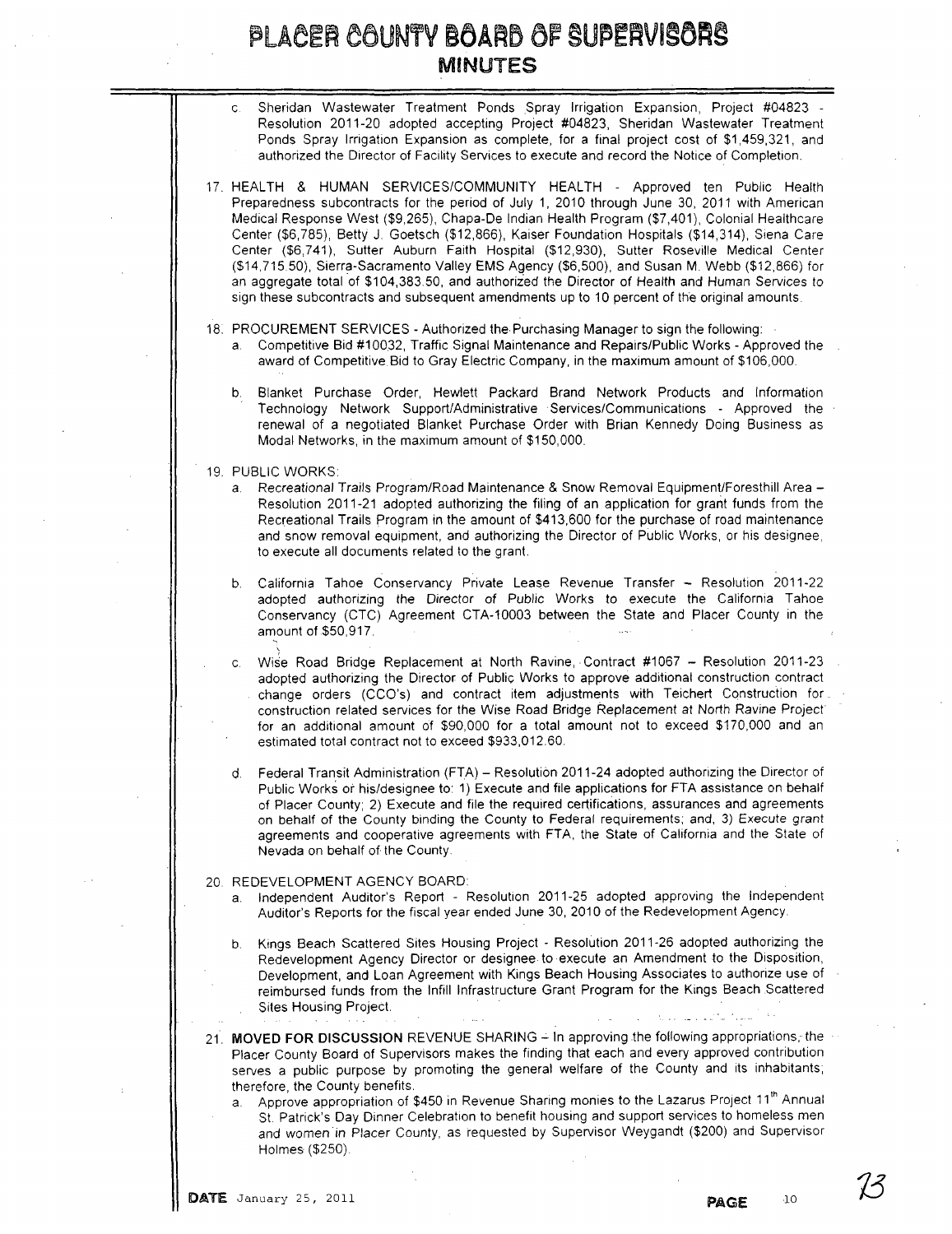c. Sheridan Wastewater Treatment Ponds Spray Irrigation Expansion, Project #04823 - Resolution 2011-20 adopted accepting Project #04823, Sheridan Wastewater Treatment Ponds Spray Irrigation Expansion as complete, for a final project cost of $1,459,321, and authorized the Director of Facility Services to execute and record the Notice of Completion.

17. HEALTH & HUMAN SERVICES/COMMUNITY HEALTH - Approved ten Public Health Preparedness subcontracts for the period of July 1, 2010 through June 30, 2011 with American Medical Response West ($9,265), Chapa-De Indian Health Program ($7,401), Colonial Healthcare Center ($6,785), Betty J. Goetsch ($12,866), Kaiser Foundation Hospitals ($14,314), Siena Care Center ($6,741), Sutter Auburn Faith Hospital ($12,930), Sutter Roseville Medical Center ($14,715.50), Sierra-Sacramento Valley EMS Agency ($6,500), and Susan M. Webb ($12,866) for an aggregate total of $104,383.50, and authorized the Director of Health and Human Services to sign these subcontracts and subsequent amendments up to 10 percent of the original amounts.

18. PROCUREMENT SERVICES - Authorized the Purchasing Manager to sign the following:
   a. Competitive Bid #10032, Traffic Signal Maintenance and Repairs/Public Works - Approved the award of Competitive Bid to Gray Electric Company, in the maximum amount of $106,000.

   b. Blanket Purchase Order, Hewlett Packard Brand Network Products and Information Technology Network Support/Administrative Services/Communications - Approved the renewal of a negotiated Blanket Purchase Order with Brian Kennedy Doing Business as Modal Networks, in the maximum amount of $150,000.

19. PUBLIC WORKS:
   a. Recreational Trails Program/Road Maintenance & Snow Removal Equipment/Foresthill Area – Resolution 2011-21 adopted authorizing the filing of an application for grant funds from the Recreational Trails Program in the amount of $413,600 for the purchase of road maintenance and snow removal equipment, and authorizing the Director of Public Works, or his designee, to execute all documents related to the grant.

   b. California Tahoe Conservancy Private Lease Revenue Transfer – Resolution 2011-22 adopted authorizing the Director of Public Works to execute the California Tahoe Conservancy (CTC) Agreement CTA-10003 between the State and Placer County in the amount of $50,917.

   c. Wise Road Bridge Replacement at North Ravine, Contract #1067 – Resolution 2011-23 adopted authorizing the Director of Public Works to approve additional construction contract change orders (CCO's) and contract item adjustments with Teichert Construction for construction related services for the Wise Road Bridge Replacement at North Ravine Project for an additional amount of $90,000 for a total amount not to exceed $170,000 and an estimated total contract not to exceed $933,012.60.

   d. Federal Transit Administration (FTA) – Resolution 2011-24 adopted authorizing the Director of Public Works or his/designee to: 1) Execute and file applications for FTA assistance on behalf of Placer County; 2) Execute and file the required certifications, assurances and agreements on behalf of the County binding the County to Federal requirements; and, 3) Execute grant agreements and cooperative agreements with FTA, the State of California and the State of Nevada on behalf of the County.

20. REDEVELOPMENT AGENCY BOARD:
   a. Independent Auditor's Report - Resolution 2011-25 adopted approving the Independent Auditor's Reports for the fiscal year ended June 30, 2010 of the Redevelopment Agency.

   b. Kings Beach Scattered Sites Housing Project - Resolution 2011-26 adopted authorizing the Redevelopment Agency Director or designee to execute an Amendment to the Disposition, Development, and Loan Agreement with Kings Beach Housing Associates to authorize use of reimbursed funds from the Infill Infrastructure Grant Program for the Kings Beach Scattered Sites Housing Project.

21. **MOVED FOR DISCUSSION** REVENUE SHARING – In approving the following appropriations, the Placer County Board of Supervisors makes the finding that each and every approved contribution serves a public purpose by promoting the general welfare of the County and its inhabitants; therefore, the County benefits.
   a. Approve appropriation of $450 in Revenue Sharing monies to the Lazarus Project 11th Annual St. Patrick's Day Dinner Celebration to benefit housing and support services to homeless men and women in Placer County, as requested by Supervisor Weygandt ($200) and Supervisor Holmes ($250).

**DATE** January 25, 2011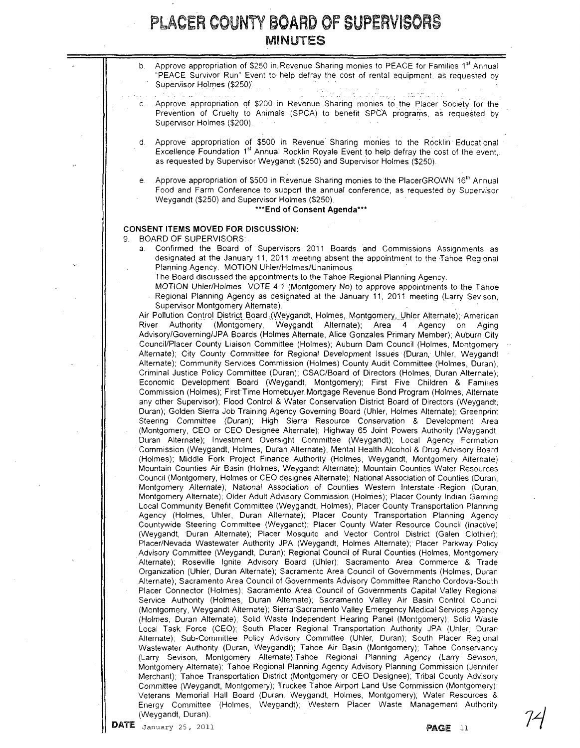b. Approve appropriation of $250 in Revenue Sharing monies to PEACE for Families 1st Annual "PEACE Survivor Run" Event to help defray the cost of rental equipment, as requested by Supervisor Holmes ($250).

c. Approve appropriation of $200 in Revenue Sharing monies to the Placer Society for the Prevention of Cruelty to Animals (SPCA) to benefit SPCA programs, as requested by Supervisor Holmes ($200).

d. Approve appropriation of $500 in Revenue Sharing monies to the Rocklin Educational Excellence Foundation 1st Annual Rocklin Royale Event to help defray the cost of the event, as requested by Supervisor Weygandt ($250) and Supervisor Holmes ($250).

e. Approve appropriation of $500 in Revenue Sharing monies to the PlacerGROWN 16th Annual Food and Farm Conference to support the annual conference, as requested by Supervisor Weygandt ($250) and Supervisor Holmes ($250).

**\*\*\*End of Consent Agenda\*\*\***

**CONSENT ITEMS MOVED FOR DISCUSSION:**

9. BOARD OF SUPERVISORS:
   a. Confirmed the Board of Supervisors 2011 Boards and Commissions Assignments as designated at the January 11, 2011 meeting absent the appointment to the Tahoe Regional Planning Agency. MOTION Uhler/Holmes/Unanimous

   The Board discussed the appointments to the Tahoe Regional Planning Agency.

   MOTION Uhler/Holmes VOTE 4:1 (Montgomery No) to approve appointments to the Tahoe Regional Planning Agency as designated at the January 11, 2011 meeting (Larry Sevison, Supervisor Montgomery Alternate).

Air Pollution Control District Board (Weygandt, Holmes, Montgomery, Uhler Alternate); American River Authority (Montgomery, Weygandt Alternate); Area 4 Agency on Aging Advisory/Governing/JPA Boards (Holmes Alternate, Alice Gonzales Primary Member); Auburn City Council/Placer County Liaison Committee (Holmes); Auburn Dam Council (Holmes, Montgomery Alternate); City County Committee for Regional Development Issues (Duran, Uhler, Weygandt Alternate); Community Services Commission (Holmes) County Audit Committee (Holmes, Duran); Criminal Justice Policy Committee (Duran); CSAC/Board of Directors (Holmes, Duran Alternate); Economic Development Board (Weygandt, Montgomery); First Five Children & Families Commission (Holmes); First Time Homebuyer Mortgage Revenue Bond Program (Holmes, Alternate any other Supervisor); Flood Control & Water Conservation District Board of Directors (Weygandt, Duran); Golden Sierra Job Training Agency Governing Board (Uhler, Holmes Alternate); Greenprint Steering Committee (Duran); High Sierra Resource Conservation & Development Area (Montgomery, CEO or CEO Designee Alternate); Highway 65 Joint Powers Authority (Weygandt, Duran Alternate); Investment Oversight Committee (Weygandt); Local Agency Formation Commission (Weygandt, Holmes, Duran Alternate); Mental Health Alcohol & Drug Advisory Board (Holmes); Middle Fork Project Finance Authority (Holmes, Weygandt, Montgomery Alternate) Mountain Counties Air Basin (Holmes, Weygandt Alternate); Mountain Counties Water Resources Council (Montgomery, Holmes or CEO designee Alternate); National Association of Counties (Duran, Montgomery Alternate); National Association of Counties Western Interstate Region (Duran, Montgomery Alternate); Older Adult Advisory Commission (Holmes); Placer County Indian Gaming Local Community Benefit Committee (Weygandt, Holmes); Placer County Transportation Planning Agency (Holmes, Uhler, Duran Alternate); Placer County Transportation Planning Agency Countywide Steering Committee (Weygandt); Placer County Water Resource Council (Inactive) (Weygandt, Duran Alternate); Placer Mosquito and Vector Control District (Galen Clothier); Placer/Nevada Wastewater Authority JPA (Weygandt, Holmes Alternate); Placer Parkway Policy Advisory Committee (Weygandt, Duran); Regional Council of Rural Counties (Holmes, Montgomery Alternate); Roseville Ignite Advisory Board (Uhler); Sacramento Area Commerce & Trade Organization (Uhler, Duran Alternate); Sacramento Area Council of Governments (Holmes, Duran Alternate); Sacramento Area Council of Governments Advisory Committee Rancho Cordova-South Placer Connector (Holmes); Sacramento Area Council of Governments Capital Valley Regional Service Authority (Holmes, Duran Alternate); Sacramento Valley Air Basin Control Council (Montgomery, Weygandt Alternate); Sierra Sacramento Valley Emergency Medical Services Agency (Holmes, Duran Alternate); Solid Waste Independent Hearing Panel (Montgomery); Solid Waste Local Task Force (CEO); South Placer Regional Transportation Authority JPA (Uhler, Duran Alternate); Sub-Committee Policy Advisory Committee (Uhler, Duran); South Placer Regional Wastewater Authority (Duran, Weygandt); Tahoe Air Basin (Montgomery); Tahoe Conservancy (Larry Sevison, Montgomery Alternate);Tahoe Regional Planning Agency (Larry Sevison, Montgomery Alternate); Tahoe Regional Planning Agency Advisory Planning Commission (Jennifer Merchant); Tahoe Transportation District (Montgomery or CEO Designee); Tribal County Advisory Committee (Weygandt, Montgomery); Truckee Tahoe Airport Land Use Commission (Montgomery); Veterans Memorial Hall Board (Duran, Weygandt, Holmes, Montgomery); Water Resources & Energy Committee (Holmes, Weygandt); Western Placer Waste Management Authority (Weygandt, Duran).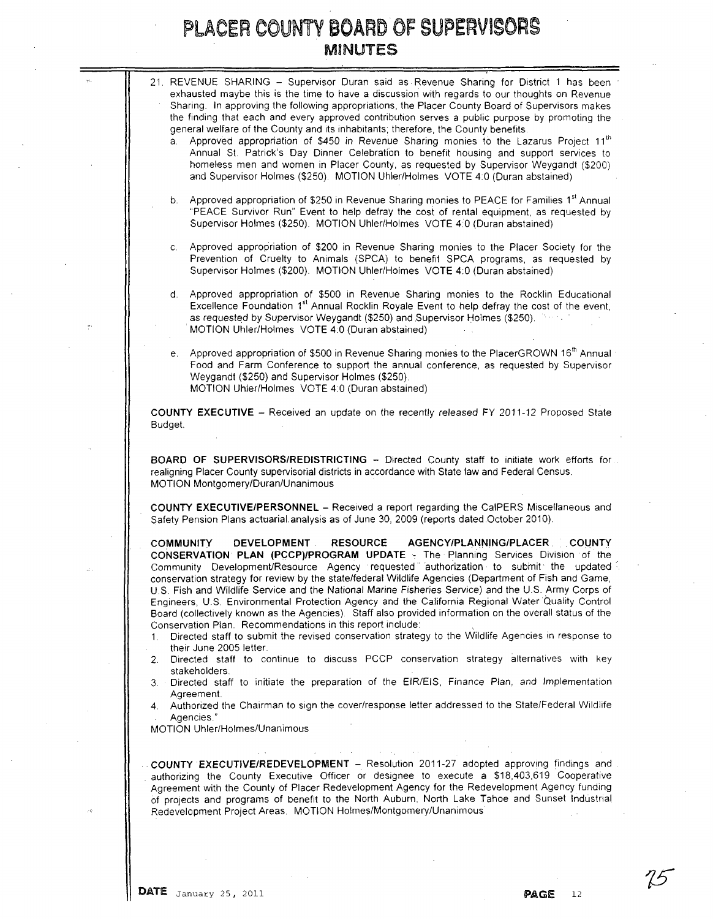21. REVENUE SHARING – Supervisor Duran said as Revenue Sharing for District 1 has been exhausted maybe this is the time to have a discussion with regards to our thoughts on Revenue Sharing. In approving the following appropriations, the Placer County Board of Supervisors makes the finding that each and every approved contribution serves a public purpose by promoting the general welfare of the County and its inhabitants; therefore, the County benefits.
   a. Approved appropriation of $450 in Revenue Sharing monies to the Lazarus Project 11th Annual St. Patrick's Day Dinner Celebration to benefit housing and support services to homeless men and women in Placer County, as requested by Supervisor Weygandt ($200) and Supervisor Holmes ($250). MOTION Uhler/Holmes VOTE 4:0 (Duran abstained)

   b. Approved appropriation of $250 in Revenue Sharing monies to PEACE for Families 1st Annual "PEACE Survivor Run" Event to help defray the cost of rental equipment, as requested by Supervisor Holmes ($250). MOTION Uhler/Holmes VOTE 4:0 (Duran abstained)

   c. Approved appropriation of $200 in Revenue Sharing monies to the Placer Society for the Prevention of Cruelty to Animals (SPCA) to benefit SPCA programs, as requested by Supervisor Holmes ($200). MOTION Uhler/Holmes VOTE 4:0 (Duran abstained)

   d. Approved appropriation of $500 in Revenue Sharing monies to the Rocklin Educational Excellence Foundation 1st Annual Rocklin Royale Event to help defray the cost of the event, as requested by Supervisor Weygandt ($250) and Supervisor Holmes ($250). MOTION Uhler/Holmes VOTE 4:0 (Duran abstained)

   e. Approved appropriation of $500 in Revenue Sharing monies to the PlacerGROWN 16th Annual Food and Farm Conference to support the annual conference, as requested by Supervisor Weygandt ($250) and Supervisor Holmes ($250). MOTION Uhler/Holmes VOTE 4:0 (Duran abstained)

**COUNTY EXECUTIVE** – Received an update on the recently released FY 2011-12 Proposed State Budget.

**BOARD OF SUPERVISORS/REDISTRICTING** – Directed County staff to initiate work efforts for realigning Placer County supervisorial districts in accordance with State law and Federal Census. MOTION Montgomery/Duran/Unanimous

**COUNTY EXECUTIVE/PERSONNEL** – Received a report regarding the CalPERS Miscellaneous and Safety Pension Plans actuarial analysis as of June 30, 2009 (reports dated October 2010).

**COMMUNITY DEVELOPMENT RESOURCE AGENCY/PLANNING/PLACER COUNTY CONSERVATION PLAN (PCCP)/PROGRAM UPDATE** - The Planning Services Division of the Community Development/Resource Agency requested authorization to submit the updated conservation strategy for review by the state/federal Wildlife Agencies (Department of Fish and Game, U.S. Fish and Wildlife Service and the National Marine Fisheries Service) and the U.S. Army Corps of Engineers, U.S. Environmental Protection Agency and the California Regional Water Quality Control Board (collectively known as the Agencies). Staff also provided information on the overall status of the Conservation Plan. Recommendations in this report include:
1. Directed staff to submit the revised conservation strategy to the Wildlife Agencies in response to their June 2005 letter.
2. Directed staff to continue to discuss PCCP conservation strategy alternatives with key stakeholders.
3. Directed staff to initiate the preparation of the EIR/EIS, Finance Plan, and Implementation Agreement.
4. Authorized the Chairman to sign the cover/response letter addressed to the State/Federal Wildlife Agencies."

MOTION Uhler/Holmes/Unanimous

**COUNTY EXECUTIVE/REDEVELOPMENT** – Resolution 2011-27 adopted approving findings and authorizing the County Executive Officer or designee to execute a $18,403,619 Cooperative Agreement with the County of Placer Redevelopment Agency for the Redevelopment Agency funding of projects and programs of benefit to the North Auburn, North Lake Tahoe and Sunset Industrial Redevelopment Project Areas. MOTION Holmes/Montgomery/Unanimous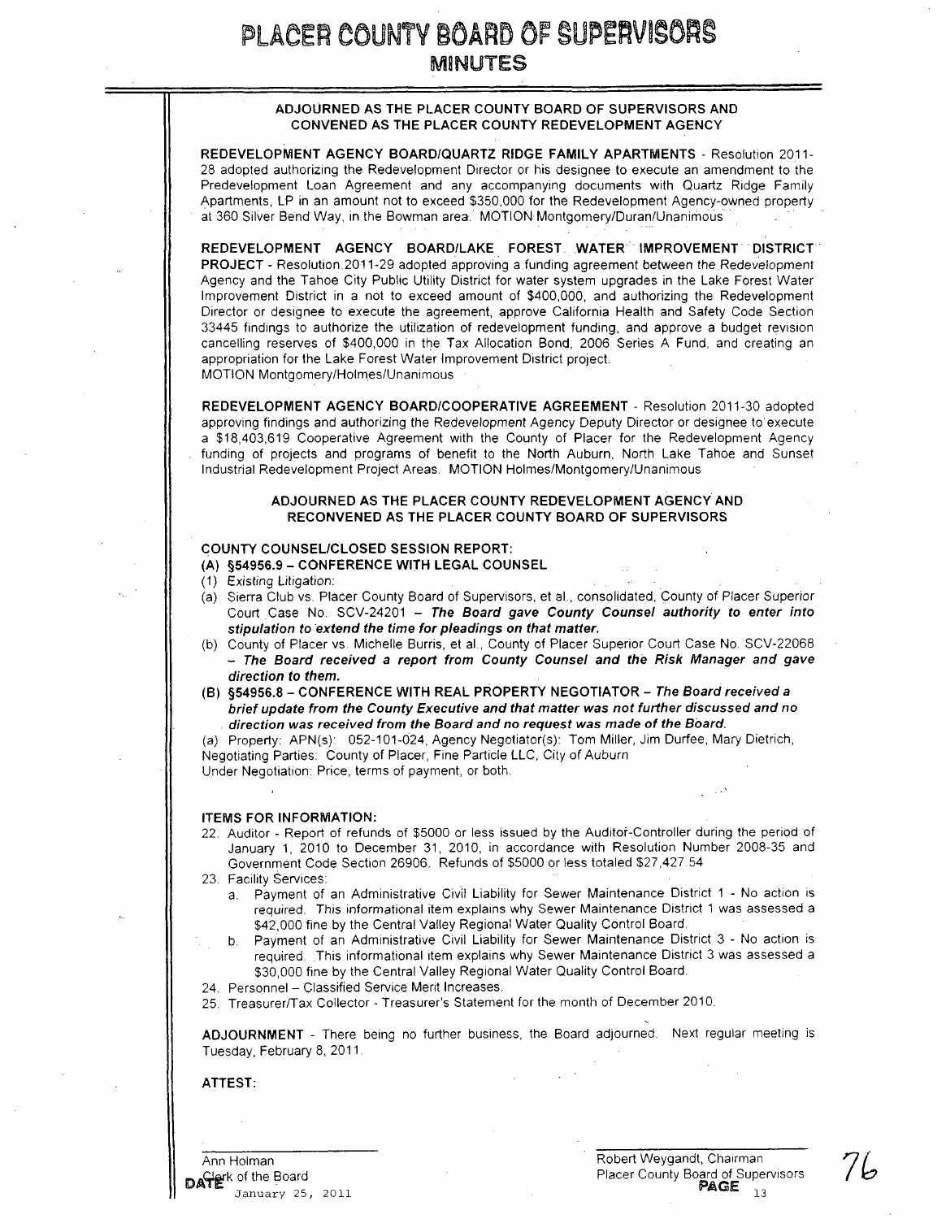# PLACER COUNTY BOARD OF SUPERVISORS
## MINUTES

**ADJOURNED AS THE PLACER COUNTY BOARD OF SUPERVISORS AND CONVENED AS THE PLACER COUNTY REDEVELOPMENT AGENCY**

**REDEVELOPMENT AGENCY BOARD/QUARTZ RIDGE FAMILY APARTMENTS** - Resolution 2011-28 adopted authorizing the Redevelopment Director or his designee to execute an amendment to the Predevelopment Loan Agreement and any accompanying documents with Quartz Ridge Family Apartments, LP in an amount not to exceed $350,000 for the Redevelopment Agency-owned property at 360 Silver Bend Way, in the Bowman area. MOTION Montgomery/Duran/Unanimous

**REDEVELOPMENT AGENCY BOARD/LAKE FOREST WATER IMPROVEMENT DISTRICT PROJECT** - Resolution 2011-29 adopted approving a funding agreement between the Redevelopment Agency and the Tahoe City Public Utility District for water system upgrades in the Lake Forest Water Improvement District in a not to exceed amount of $400,000, and authorizing the Redevelopment Director or designee to execute the agreement, approve California Health and Safety Code Section 33445 findings to authorize the utilization of redevelopment funding, and approve a budget revision cancelling reserves of $400,000 in the Tax Allocation Bond, 2006 Series A Fund, and creating an appropriation for the Lake Forest Water Improvement District project.
MOTION Montgomery/Holmes/Unanimous

**REDEVELOPMENT AGENCY BOARD/COOPERATIVE AGREEMENT** - Resolution 2011-30 adopted approving findings and authorizing the Redevelopment Agency Deputy Director or designee to execute a $18,403,619 Cooperative Agreement with the County of Placer for the Redevelopment Agency funding of projects and programs of benefit to the North Auburn, North Lake Tahoe and Sunset Industrial Redevelopment Project Areas. MOTION Holmes/Montgomery/Unanimous

**ADJOURNED AS THE PLACER COUNTY REDEVELOPMENT AGENCY AND RECONVENED AS THE PLACER COUNTY BOARD OF SUPERVISORS**

**COUNTY COUNSEL/CLOSED SESSION REPORT:**

**(A) §54956.9 – CONFERENCE WITH LEGAL COUNSEL**

(1) Existing Litigation:

(a) Sierra Club vs. Placer County Board of Supervisors, et al., consolidated, County of Placer Superior Court Case No. SCV-24201 – ***The Board gave County Counsel authority to enter into stipulation to extend the time for pleadings on that matter.***

(b) County of Placer vs. Michelle Burris, et al., County of Placer Superior Court Case No. SCV-22068 – ***The Board received a report from County Counsel and the Risk Manager and gave direction to them.***

**(B) §54956.8 – CONFERENCE WITH REAL PROPERTY NEGOTIATOR –** ***The Board received a brief update from the County Executive and that matter was not further discussed and no direction was received from the Board and no request was made of the Board.***

(a) Property: APN(s): 052-101-024, Agency Negotiator(s): Tom Miller, Jim Durfee, Mary Dietrich, Negotiating Parties: County of Placer, Fine Particle LLC, City of Auburn
Under Negotiation: Price, terms of payment, or both.

**ITEMS FOR INFORMATION:**

22. Auditor - Report of refunds of $5000 or less issued by the Auditor-Controller during the period of January 1, 2010 to December 31, 2010, in accordance with Resolution Number 2008-35 and Government Code Section 26906. Refunds of $5000 or less totaled $27,427.54
23. Facility Services:
    a. Payment of an Administrative Civil Liability for Sewer Maintenance District 1 - No action is required. This informational item explains why Sewer Maintenance District 1 was assessed a $42,000 fine by the Central Valley Regional Water Quality Control Board.
    b. Payment of an Administrative Civil Liability for Sewer Maintenance District 3 - No action is required. This informational item explains why Sewer Maintenance District 3 was assessed a $30,000 fine by the Central Valley Regional Water Quality Control Board.
24. Personnel – Classified Service Merit Increases.
25. Treasurer/Tax Collector - Treasurer's Statement for the month of December 2010.

**ADJOURNMENT** - There being no further business, the Board adjourned. Next regular meeting is Tuesday, February 8, 2011.

**ATTEST:**

Ann Holman
Clerk of the Board

Robert Weygandt, Chairman
Placer County Board of Supervisors

DATE January 25, 2011